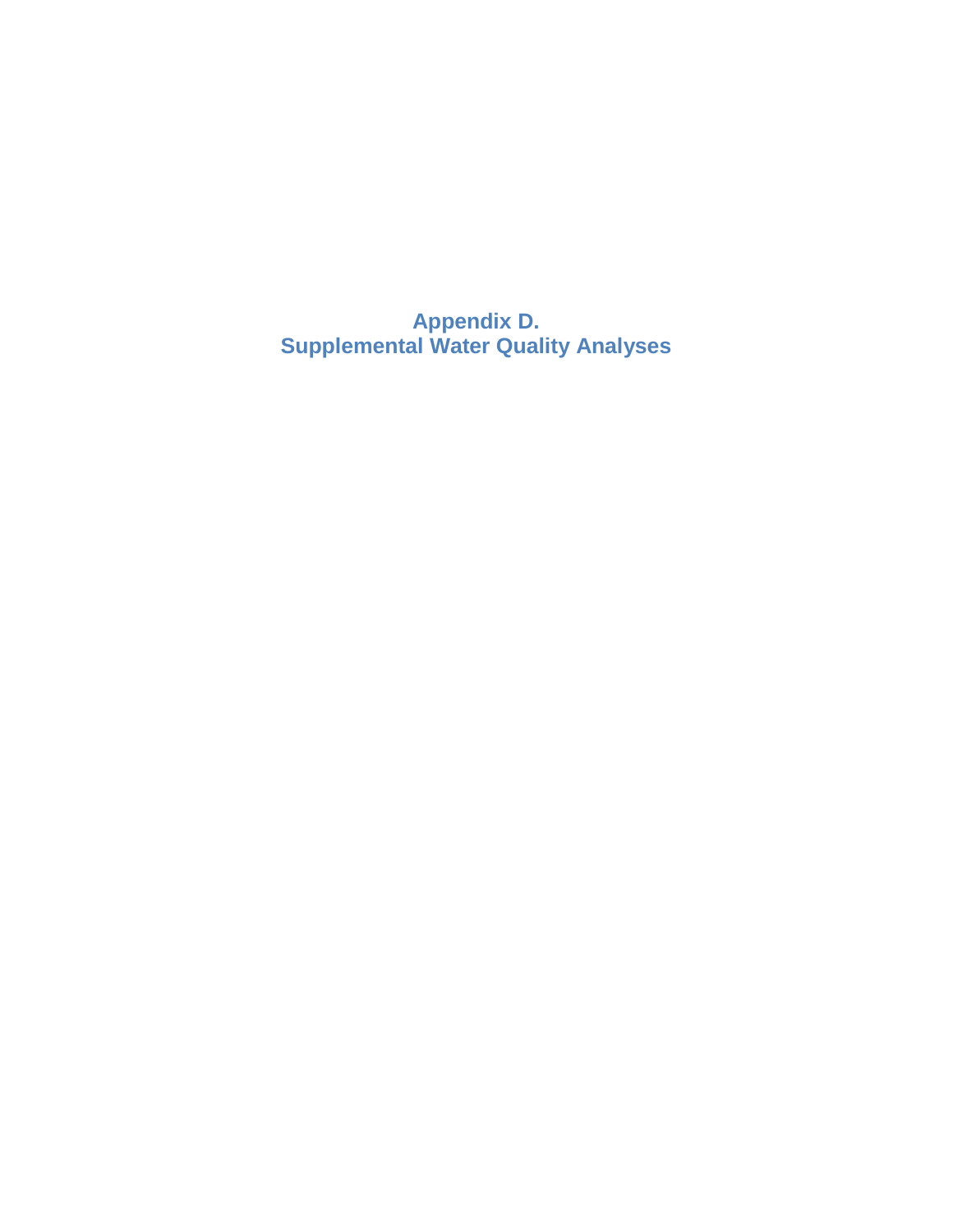# Appendix D.
# Supplemental Water Quality Analyses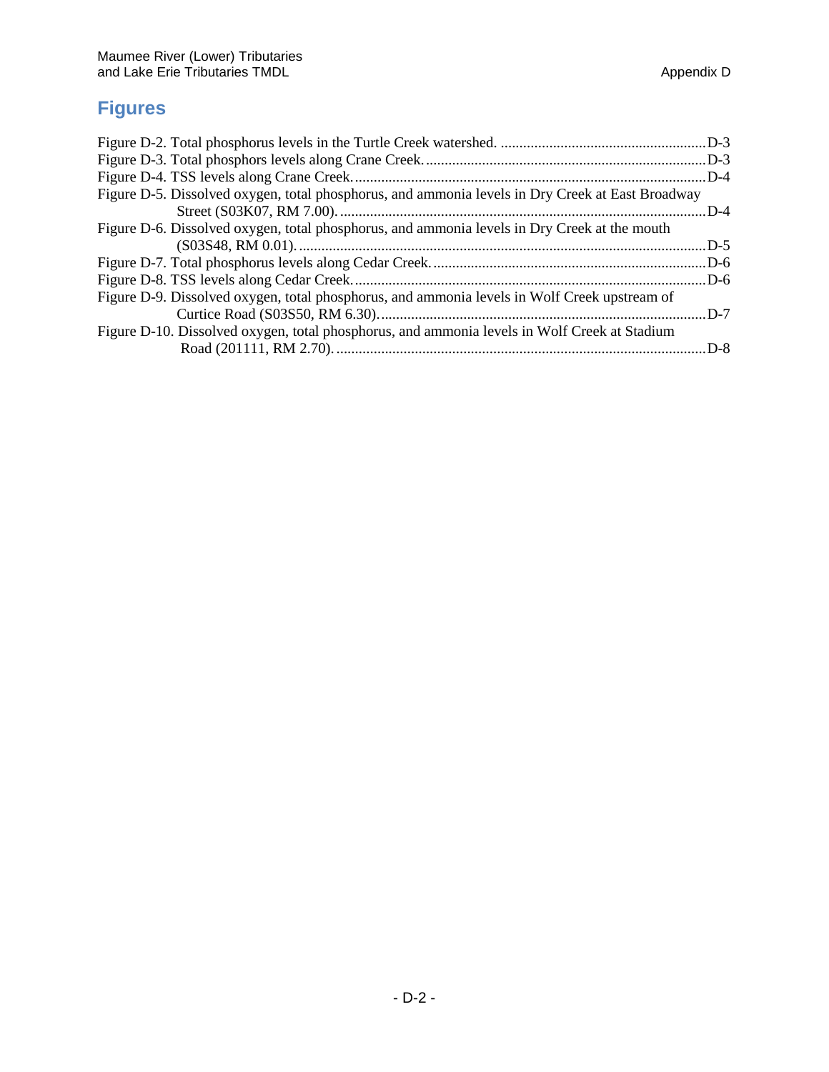## Figures

Figure D-2. Total phosphorus levels in the Turtle Creek watershed. ....................................................... D-3

Figure D-3. Total phosphors levels along Crane Creek. ........................................................................... D-3

Figure D-4. TSS levels along Crane Creek. .............................................................................................. D-4

Figure D-5. Dissolved oxygen, total phosphorus, and ammonia levels in Dry Creek at East Broadway Street (S03K07, RM 7.00). .................................................................................................. D-4

Figure D-6. Dissolved oxygen, total phosphorus, and ammonia levels in Dry Creek at the mouth (S03S48, RM 0.01). ............................................................................................................. D-5

Figure D-7. Total phosphorus levels along Cedar Creek. ......................................................................... D-6

Figure D-8. TSS levels along Cedar Creek. .............................................................................................. D-6

Figure D-9. Dissolved oxygen, total phosphorus, and ammonia levels in Wolf Creek upstream of Curtice Road (S03S50, RM 6.30). ........................................................................................ D-7

Figure D-10. Dissolved oxygen, total phosphorus, and ammonia levels in Wolf Creek at Stadium Road (201111, RM 2.70). .................................................................................................. D-8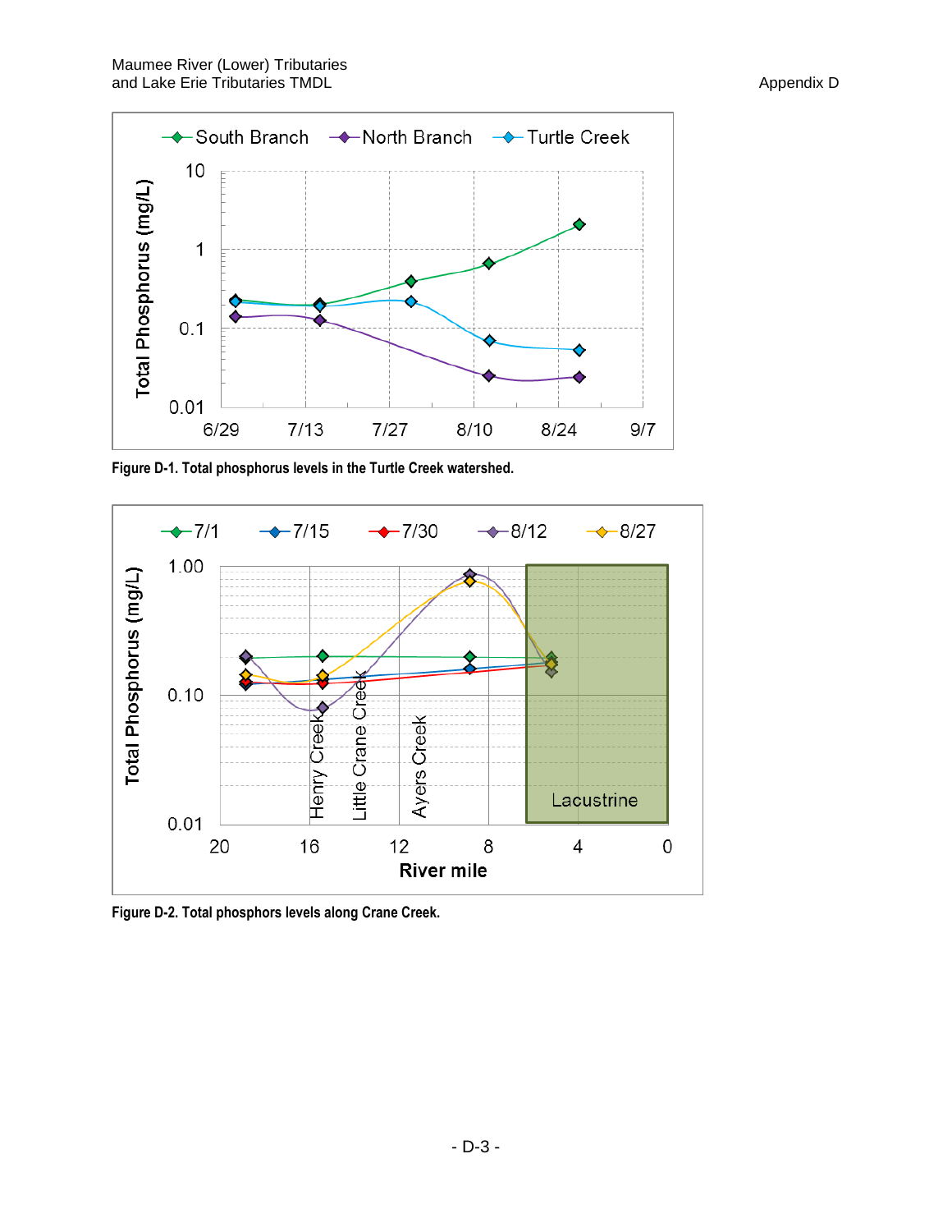South Branch
North Branch
Turtle Creek

Total Phosphorus (mg/L)

10
1
0.1
0.01

6/29
7/13
7/27
8/10
8/24
9/7

**Figure D-1. Total phosphorus levels in the Turtle Creek watershed.**

7/1
7/15
7/30
8/12
8/27

Total Phosphorus (mg/L)

1.00
0.10
0.01

Henry Creek
Little Crane Creek
Ayers Creek
Lacustrine

20
16
12
8
4
0

River mile

**Figure D-2. Total phosphors levels along Crane Creek.**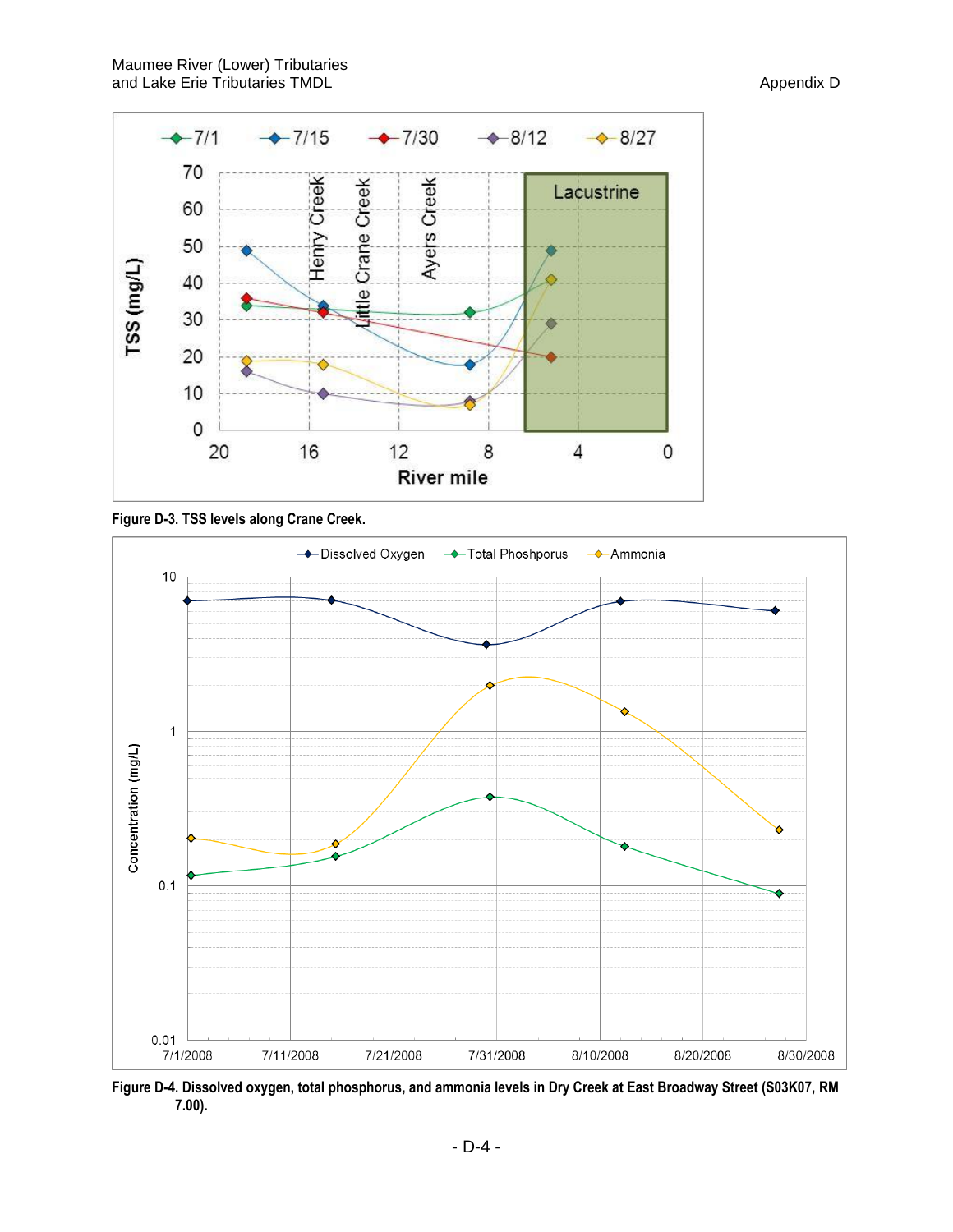7/1
7/15
7/30
8/12
8/27

70
60
50
40
30
20
10
0

TSS (mg/L)

Henry Creek
Little Crane Creek
Ayers Creek
Lacustrine

20
16
12
8
4
0

River mile

**Figure D-3. TSS levels along Crane Creek.**

Dissolved Oxygen
Total Phosphorus
Ammonia

10
1
0.1
0.01

Concentration (mg/L)

7/1/2008
7/11/2008
7/21/2008
7/31/2008
8/10/2008
8/20/2008
8/30/2008

**Figure D-4. Dissolved oxygen, total phosphorus, and ammonia levels in Dry Creek at East Broadway Street (S03K07, RM 7.00).**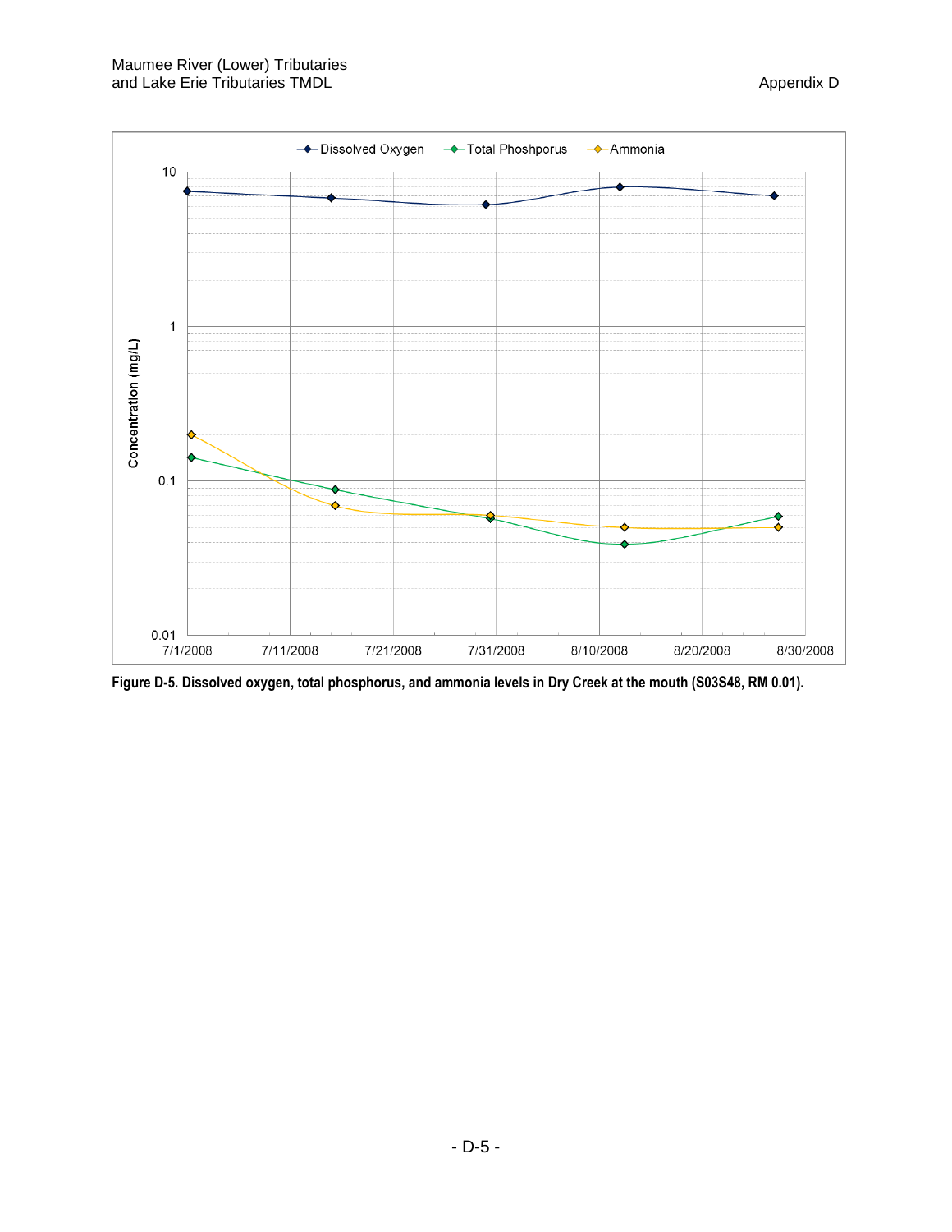Dissolved Oxygen
Total Phosphorus
Ammonia

Concentration (mg/L)

10
1
0.1
0.01

7/1/2008
7/11/2008
7/21/2008
7/31/2008
8/10/2008
8/20/2008
8/30/2008

**Figure D-5. Dissolved oxygen, total phosphorus, and ammonia levels in Dry Creek at the mouth (S03S48, RM 0.01).**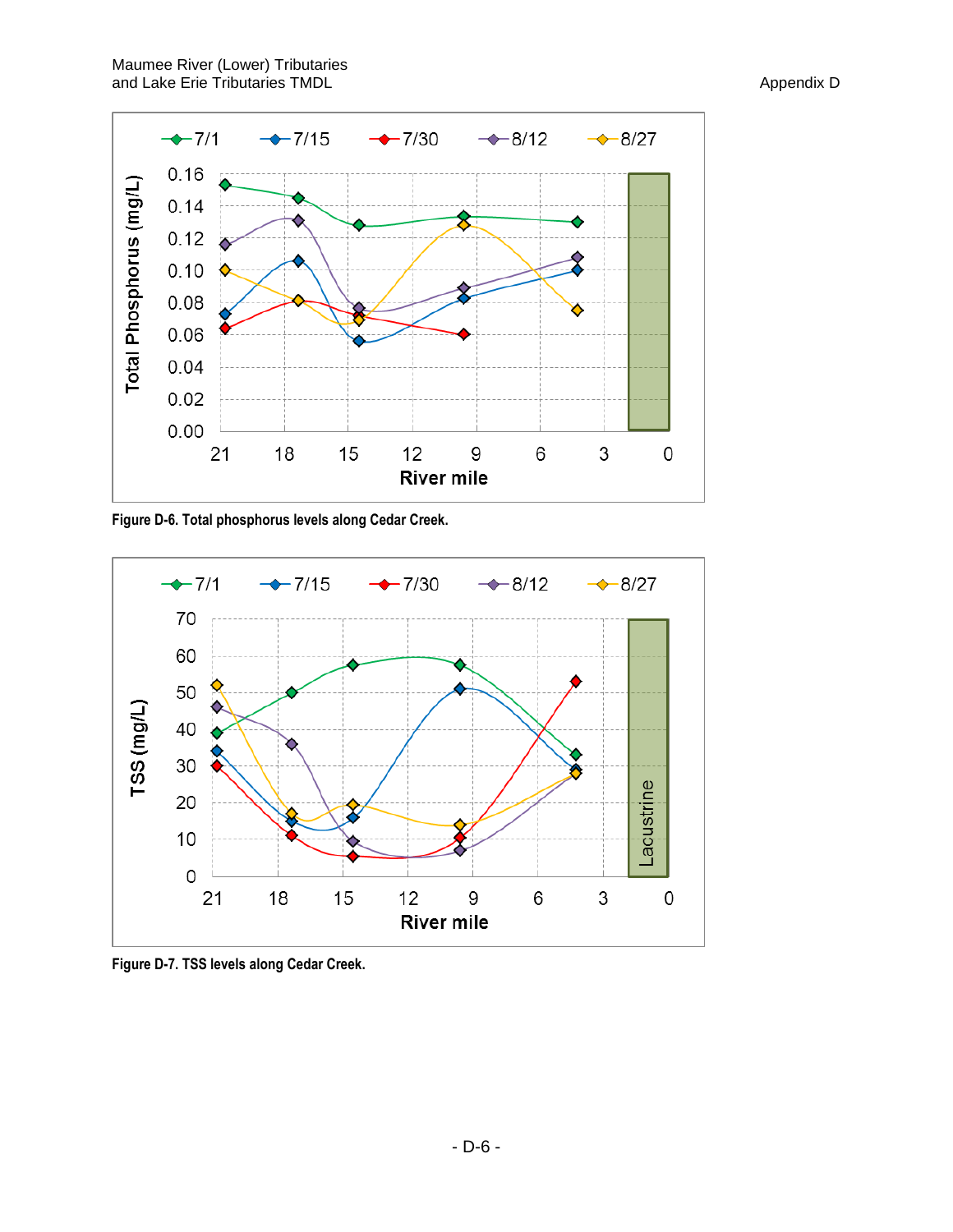7/1
7/15
7/30
8/12
8/27

Total Phosphorus (mg/L)

0.16
0.14
0.12
0.10
0.08
0.06
0.04
0.02
0.00

21 18 15 12 9 6 3 0

River mile

**Figure D-6. Total phosphorus levels along Cedar Creek.**

7/1
7/15
7/30
8/12
8/27

TSS (mg/L)

70
60
50
40
30
20
10
0

Lacustrine

21 18 15 12 9 6 3 0

River mile

**Figure D-7. TSS levels along Cedar Creek.**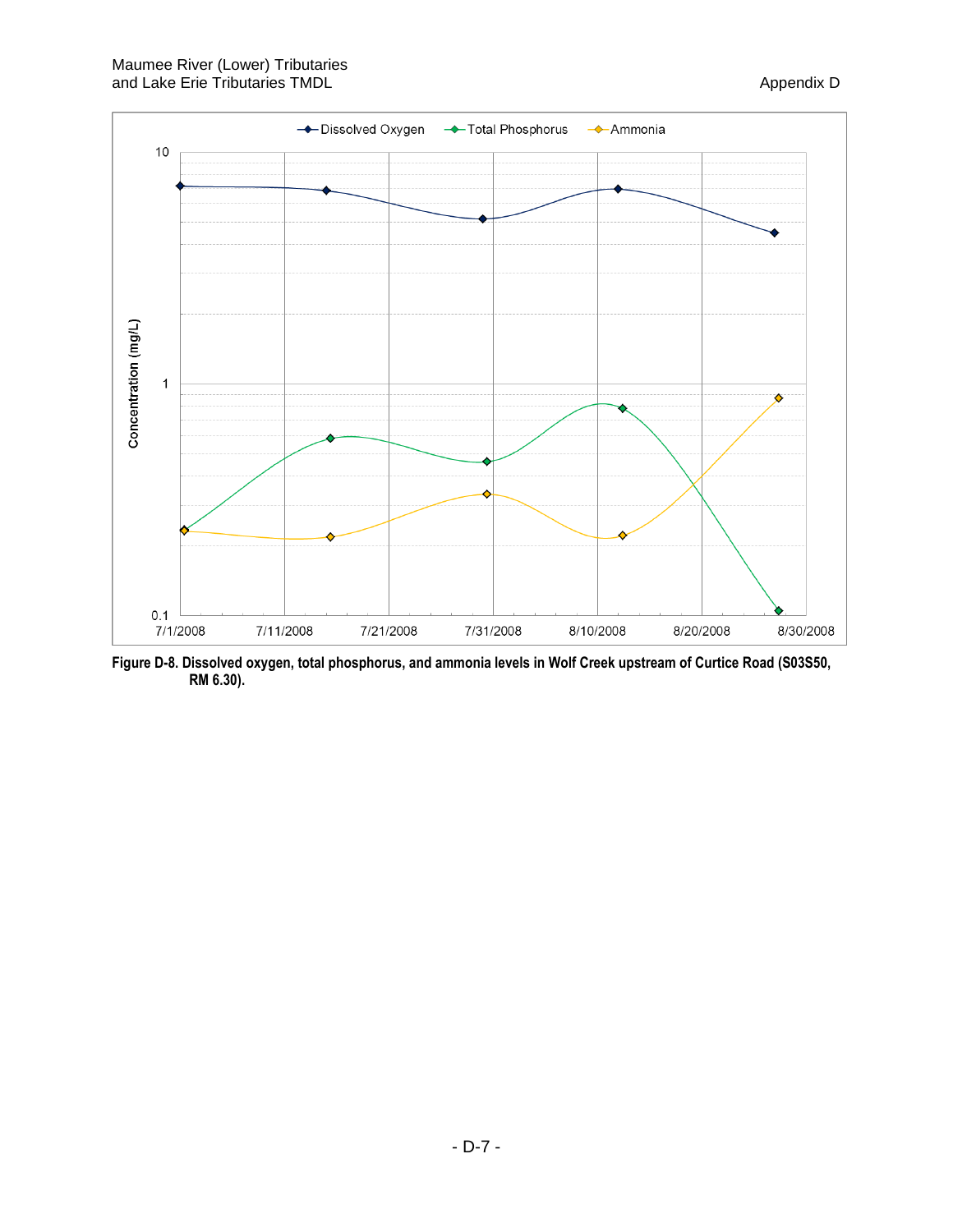Dissolved Oxygen
Total Phosphorus
Ammonia

Concentration (mg/L)

10

1

0.1

7/1/2008
7/11/2008
7/21/2008
7/31/2008
8/10/2008
8/20/2008
8/30/2008

**Figure D-8. Dissolved oxygen, total phosphorus, and ammonia levels in Wolf Creek upstream of Curtice Road (S03S50, RM 6.30).**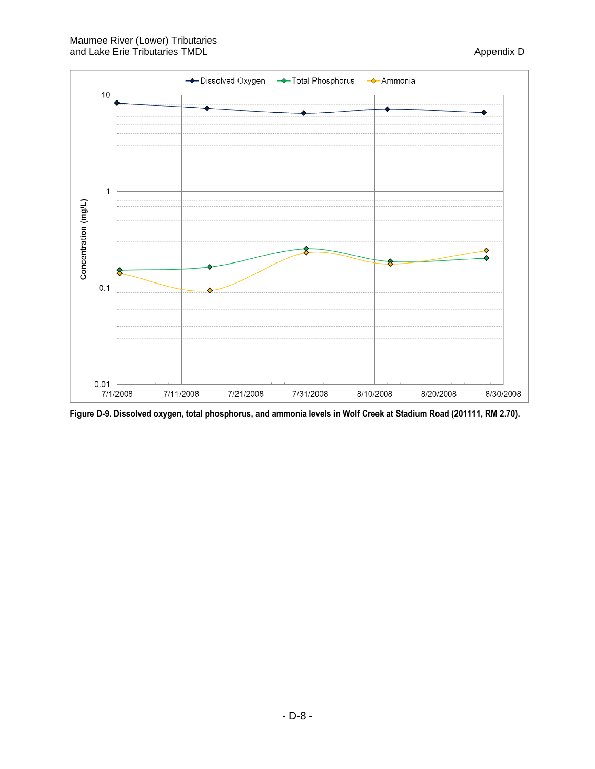Dissolved Oxygen
Total Phosphorus
Ammonia

Concentration (mg/L)

10
1
0.1
0.01

7/1/2008
7/11/2008
7/21/2008
7/31/2008
8/10/2008
8/20/2008
8/30/2008

**Figure D-9. Dissolved oxygen, total phosphorus, and ammonia levels in Wolf Creek at Stadium Road (201111, RM 2.70).**